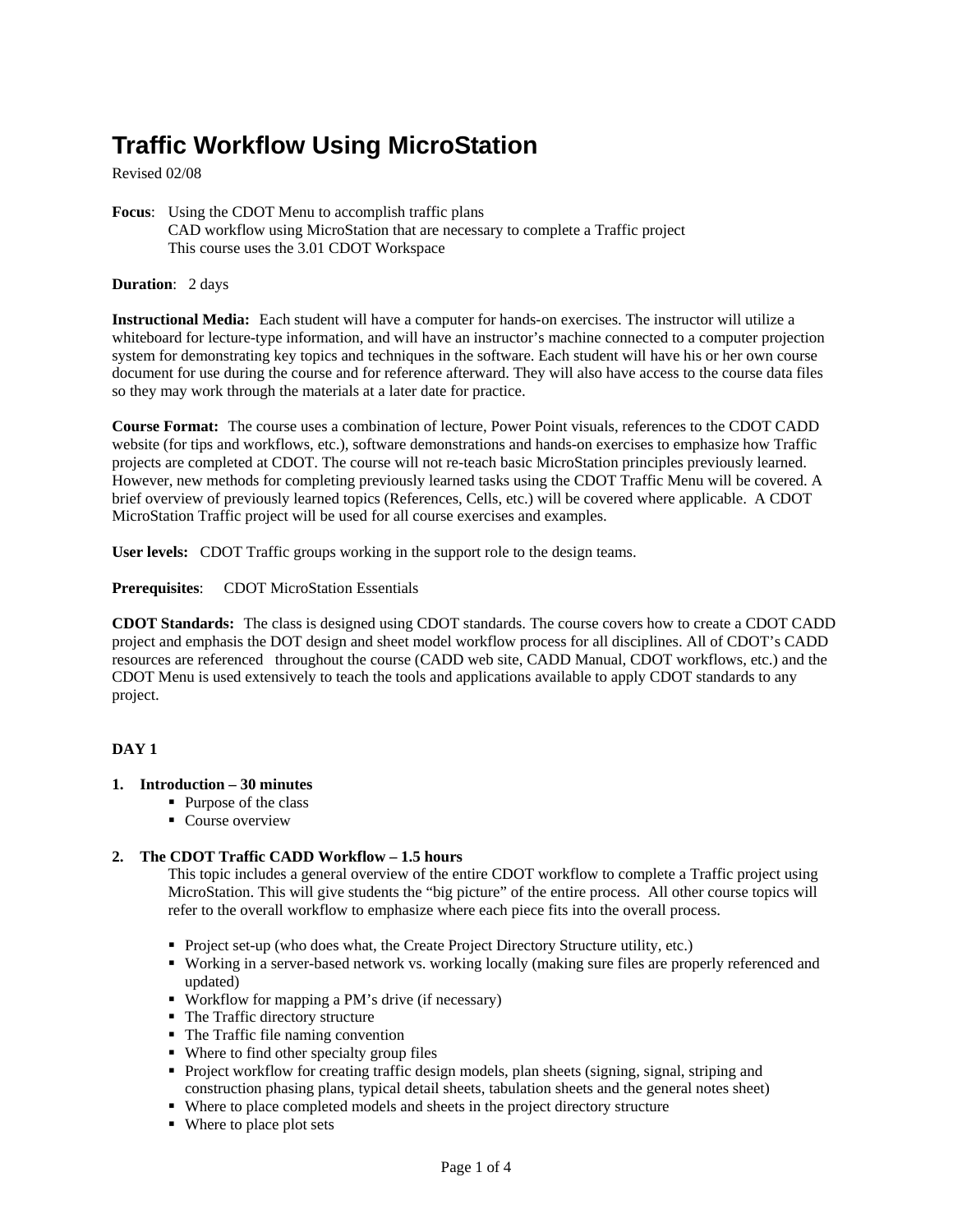# Traffic Workflow Using MicroStation

Revised 02/08

**Focus**: Using the CDOT Menu to accomplish traffic plans
CAD workflow using MicroStation that are necessary to complete a Traffic project
This course uses the 3.01 CDOT Workspace

**Duration**: 2 days

**Instructional Media:** Each student will have a computer for hands-on exercises. The instructor will utilize a whiteboard for lecture-type information, and will have an instructor's machine connected to a computer projection system for demonstrating key topics and techniques in the software. Each student will have his or her own course document for use during the course and for reference afterward. They will also have access to the course data files so they may work through the materials at a later date for practice.

**Course Format:** The course uses a combination of lecture, Power Point visuals, references to the CDOT CADD website (for tips and workflows, etc.), software demonstrations and hands-on exercises to emphasize how Traffic projects are completed at CDOT. The course will not re-teach basic MicroStation principles previously learned. However, new methods for completing previously learned tasks using the CDOT Traffic Menu will be covered. A brief overview of previously learned topics (References, Cells, etc.) will be covered where applicable. A CDOT MicroStation Traffic project will be used for all course exercises and examples.

**User levels:** CDOT Traffic groups working in the support role to the design teams.

**Prerequisites**: CDOT MicroStation Essentials

**CDOT Standards:** The class is designed using CDOT standards. The course covers how to create a CDOT CADD project and emphasis the DOT design and sheet model workflow process for all disciplines. All of CDOT's CADD resources are referenced throughout the course (CADD web site, CADD Manual, CDOT workflows, etc.) and the CDOT Menu is used extensively to teach the tools and applications available to apply CDOT standards to any project.

**DAY 1**

1. **Introduction – 30 minutes**
   - Purpose of the class
   - Course overview

2. **The CDOT Traffic CADD Workflow – 1.5 hours**

   This topic includes a general overview of the entire CDOT workflow to complete a Traffic project using MicroStation. This will give students the "big picture" of the entire process. All other course topics will refer to the overall workflow to emphasize where each piece fits into the overall process.

   - Project set-up (who does what, the Create Project Directory Structure utility, etc.)
   - Working in a server-based network vs. working locally (making sure files are properly referenced and updated)
   - Workflow for mapping a PM's drive (if necessary)
   - The Traffic directory structure
   - The Traffic file naming convention
   - Where to find other specialty group files
   - Project workflow for creating traffic design models, plan sheets (signing, signal, striping and construction phasing plans, typical detail sheets, tabulation sheets and the general notes sheet)
   - Where to place completed models and sheets in the project directory structure
   - Where to place plot sets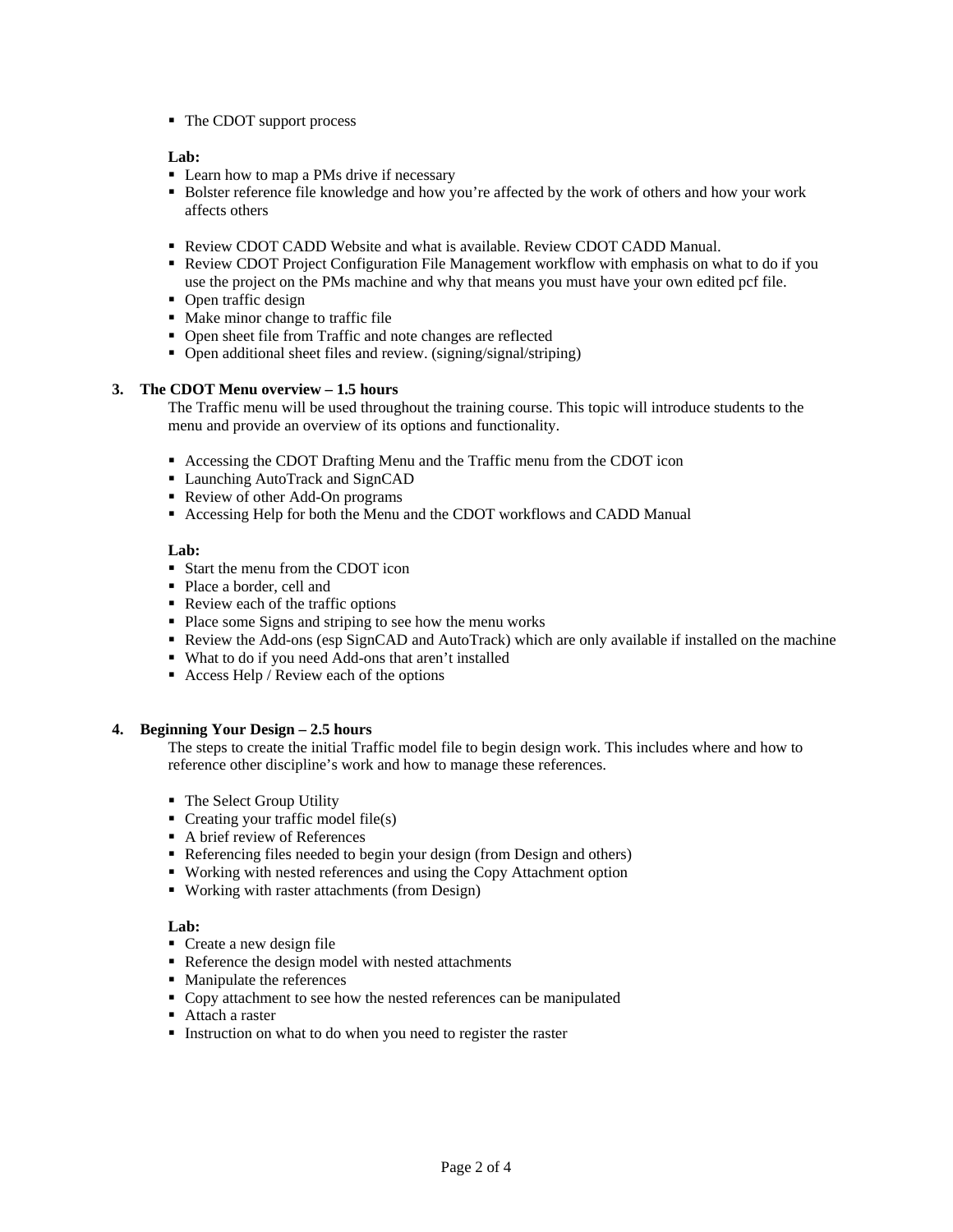- The CDOT support process

**Lab:**

- Learn how to map a PMs drive if necessary
- Bolster reference file knowledge and how you're affected by the work of others and how your work affects others
- Review CDOT CADD Website and what is available. Review CDOT CADD Manual.
- Review CDOT Project Configuration File Management workflow with emphasis on what to do if you use the project on the PMs machine and why that means you must have your own edited pcf file.
- Open traffic design
- Make minor change to traffic file
- Open sheet file from Traffic and note changes are reflected
- Open additional sheet files and review. (signing/signal/striping)

**3. The CDOT Menu overview – 1.5 hours**

The Traffic menu will be used throughout the training course. This topic will introduce students to the menu and provide an overview of its options and functionality.

- Accessing the CDOT Drafting Menu and the Traffic menu from the CDOT icon
- Launching AutoTrack and SignCAD
- Review of other Add-On programs
- Accessing Help for both the Menu and the CDOT workflows and CADD Manual

**Lab:**

- Start the menu from the CDOT icon
- Place a border, cell and
- Review each of the traffic options
- Place some Signs and striping to see how the menu works
- Review the Add-ons (esp SignCAD and AutoTrack) which are only available if installed on the machine
- What to do if you need Add-ons that aren't installed
- Access Help / Review each of the options

**4. Beginning Your Design – 2.5 hours**

The steps to create the initial Traffic model file to begin design work. This includes where and how to reference other discipline's work and how to manage these references.

- The Select Group Utility
- Creating your traffic model file(s)
- A brief review of References
- Referencing files needed to begin your design (from Design and others)
- Working with nested references and using the Copy Attachment option
- Working with raster attachments (from Design)

**Lab:**

- Create a new design file
- Reference the design model with nested attachments
- Manipulate the references
- Copy attachment to see how the nested references can be manipulated
- Attach a raster
- Instruction on what to do when you need to register the raster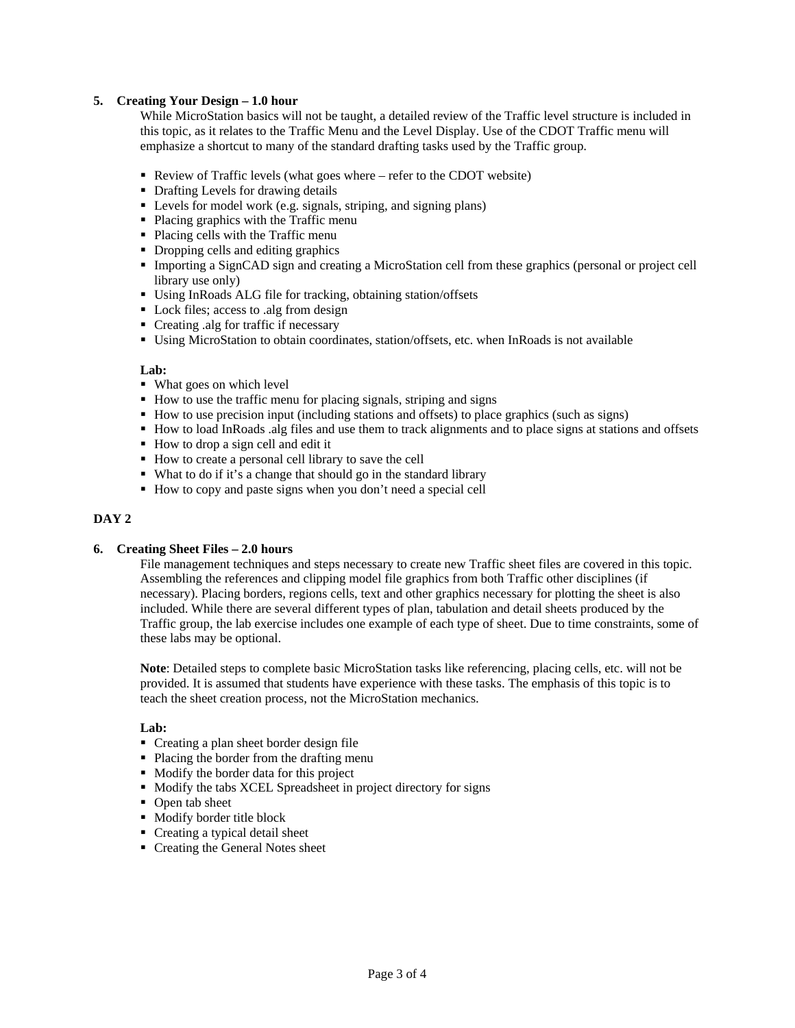**5. Creating Your Design – 1.0 hour**

While MicroStation basics will not be taught, a detailed review of the Traffic level structure is included in this topic, as it relates to the Traffic Menu and the Level Display. Use of the CDOT Traffic menu will emphasize a shortcut to many of the standard drafting tasks used by the Traffic group.

- Review of Traffic levels (what goes where – refer to the CDOT website)
- Drafting Levels for drawing details
- Levels for model work (e.g. signals, striping, and signing plans)
- Placing graphics with the Traffic menu
- Placing cells with the Traffic menu
- Dropping cells and editing graphics
- Importing a SignCAD sign and creating a MicroStation cell from these graphics (personal or project cell library use only)
- Using InRoads ALG file for tracking, obtaining station/offsets
- Lock files; access to .alg from design
- Creating .alg for traffic if necessary
- Using MicroStation to obtain coordinates, station/offsets, etc. when InRoads is not available

**Lab:**

- What goes on which level
- How to use the traffic menu for placing signals, striping and signs
- How to use precision input (including stations and offsets) to place graphics (such as signs)
- How to load InRoads .alg files and use them to track alignments and to place signs at stations and offsets
- How to drop a sign cell and edit it
- How to create a personal cell library to save the cell
- What to do if it's a change that should go in the standard library
- How to copy and paste signs when you don't need a special cell

**DAY 2**

**6. Creating Sheet Files – 2.0 hours**

File management techniques and steps necessary to create new Traffic sheet files are covered in this topic. Assembling the references and clipping model file graphics from both Traffic other disciplines (if necessary). Placing borders, regions cells, text and other graphics necessary for plotting the sheet is also included. While there are several different types of plan, tabulation and detail sheets produced by the Traffic group, the lab exercise includes one example of each type of sheet. Due to time constraints, some of these labs may be optional.

**Note**: Detailed steps to complete basic MicroStation tasks like referencing, placing cells, etc. will not be provided. It is assumed that students have experience with these tasks. The emphasis of this topic is to teach the sheet creation process, not the MicroStation mechanics.

**Lab:**

- Creating a plan sheet border design file
- Placing the border from the drafting menu
- Modify the border data for this project
- Modify the tabs XCEL Spreadsheet in project directory for signs
- Open tab sheet
- Modify border title block
- Creating a typical detail sheet
- Creating the General Notes sheet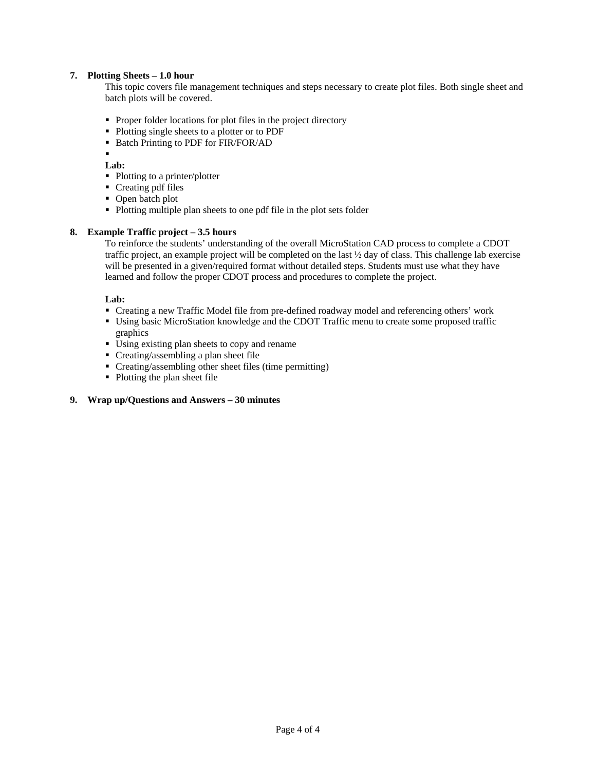**7. Plotting Sheets – 1.0 hour**

This topic covers file management techniques and steps necessary to create plot files. Both single sheet and batch plots will be covered.

- Proper folder locations for plot files in the project directory
- Plotting single sheets to a plotter or to PDF
- Batch Printing to PDF for FIR/FOR/AD
-

**Lab:**

- Plotting to a printer/plotter
- Creating pdf files
- Open batch plot
- Plotting multiple plan sheets to one pdf file in the plot sets folder

**8. Example Traffic project – 3.5 hours**

To reinforce the students' understanding of the overall MicroStation CAD process to complete a CDOT traffic project, an example project will be completed on the last ½ day of class. This challenge lab exercise will be presented in a given/required format without detailed steps. Students must use what they have learned and follow the proper CDOT process and procedures to complete the project.

**Lab:**

- Creating a new Traffic Model file from pre-defined roadway model and referencing others' work
- Using basic MicroStation knowledge and the CDOT Traffic menu to create some proposed traffic graphics
- Using existing plan sheets to copy and rename
- Creating/assembling a plan sheet file
- Creating/assembling other sheet files (time permitting)
- Plotting the plan sheet file

**9. Wrap up/Questions and Answers – 30 minutes**